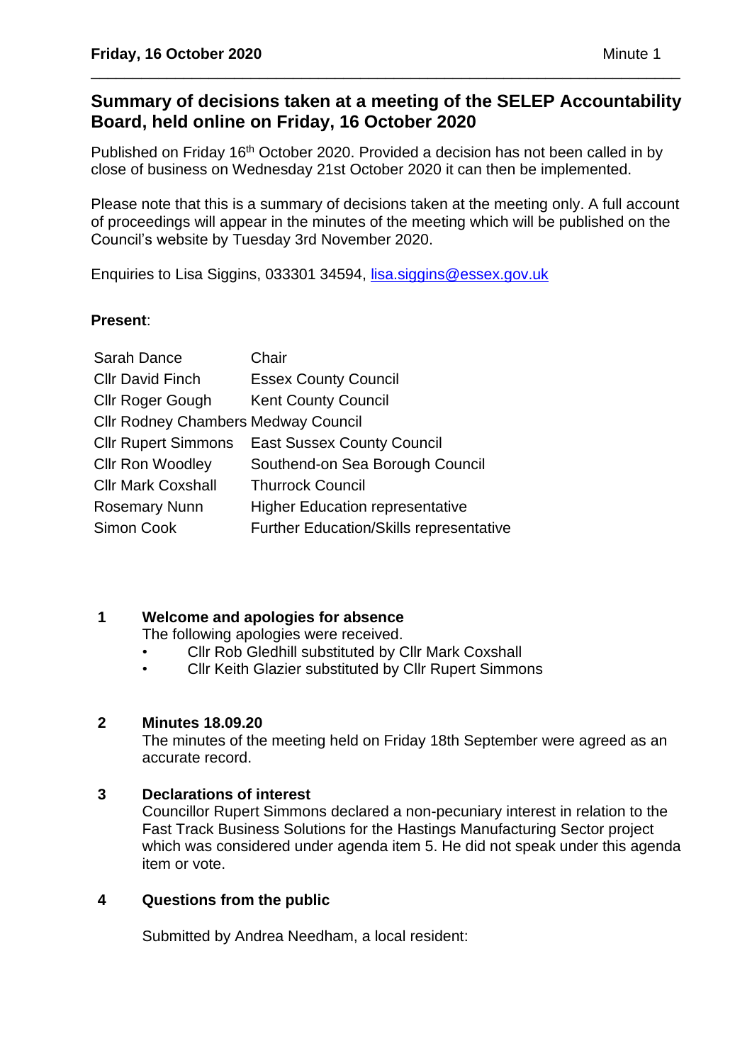# Summary of decisions taken at a meeting of the SELEP Accountability Board, held online on Friday, 16 October 2020

Published on Friday 16th October 2020. Provided a decision has not been called in by close of business on Wednesday 21st October 2020 it can then be implemented.

Please note that this is a summary of decisions taken at the meeting only. A full account of proceedings will appear in the minutes of the meeting which will be published on the Council's website by Tuesday 3rd November 2020.

Enquiries to Lisa Siggins, 033301 34594, lisa.siggins@essex.gov.uk

**Present**:

| | |
|---|---|
| Sarah Dance | Chair |
| Cllr David Finch | Essex County Council |
| Cllr Roger Gough | Kent County Council |
| Cllr Rodney Chambers | Medway Council |
| Cllr Rupert Simmons | East Sussex County Council |
| Cllr Ron Woodley | Southend-on Sea Borough Council |
| Cllr Mark Coxshall | Thurrock Council |
| Rosemary Nunn | Higher Education representative |
| Simon Cook | Further Education/Skills representative |

## 1 Welcome and apologies for absence

The following apologies were received.

- Cllr Rob Gledhill substituted by Cllr Mark Coxshall
- Cllr Keith Glazier substituted by Cllr Rupert Simmons

## 2 Minutes 18.09.20

The minutes of the meeting held on Friday 18th September were agreed as an accurate record.

## 3 Declarations of interest

Councillor Rupert Simmons declared a non-pecuniary interest in relation to the Fast Track Business Solutions for the Hastings Manufacturing Sector project which was considered under agenda item 5. He did not speak under this agenda item or vote.

## 4 Questions from the public

Submitted by Andrea Needham, a local resident: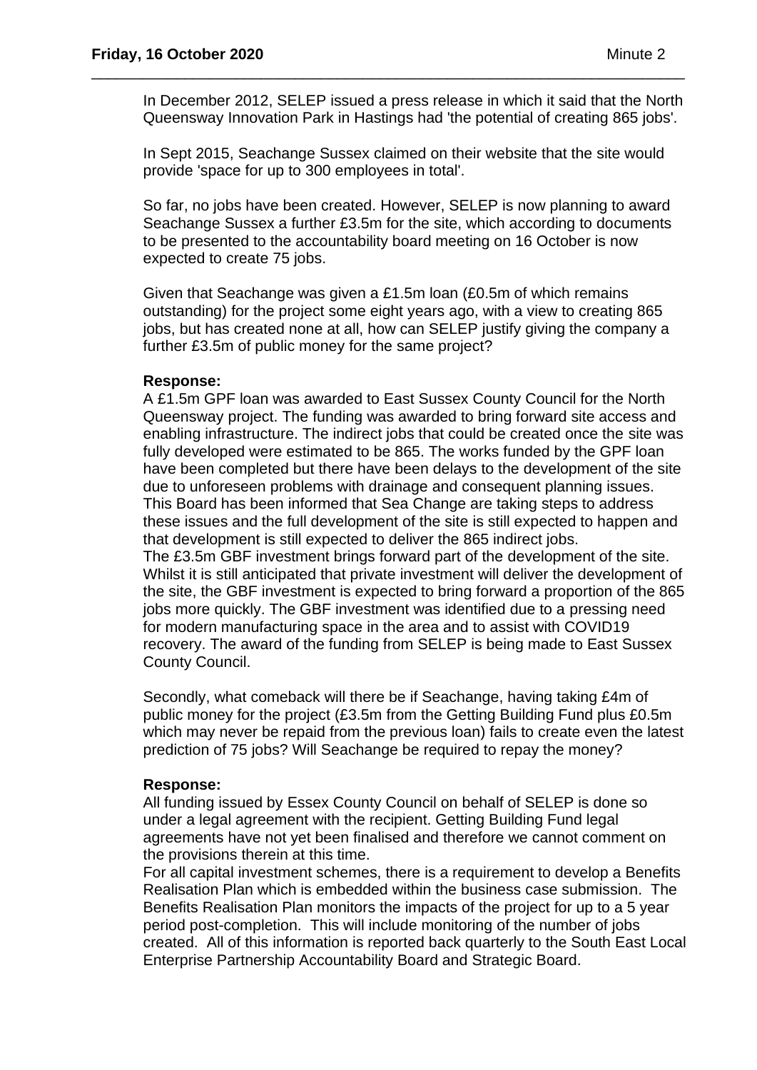In December 2012, SELEP issued a press release in which it said that the North Queensway Innovation Park in Hastings had 'the potential of creating 865 jobs'.

In Sept 2015, Seachange Sussex claimed on their website that the site would provide 'space for up to 300 employees in total'.

So far, no jobs have been created. However, SELEP is now planning to award Seachange Sussex a further £3.5m for the site, which according to documents to be presented to the accountability board meeting on 16 October is now expected to create 75 jobs.

Given that Seachange was given a £1.5m loan (£0.5m of which remains outstanding) for the project some eight years ago, with a view to creating 865 jobs, but has created none at all, how can SELEP justify giving the company a further £3.5m of public money for the same project?

**Response:**
A £1.5m GPF loan was awarded to East Sussex County Council for the North Queensway project. The funding was awarded to bring forward site access and enabling infrastructure. The indirect jobs that could be created once the site was fully developed were estimated to be 865. The works funded by the GPF loan have been completed but there have been delays to the development of the site due to unforeseen problems with drainage and consequent planning issues. This Board has been informed that Sea Change are taking steps to address these issues and the full development of the site is still expected to happen and that development is still expected to deliver the 865 indirect jobs.
The £3.5m GBF investment brings forward part of the development of the site. Whilst it is still anticipated that private investment will deliver the development of the site, the GBF investment is expected to bring forward a proportion of the 865 jobs more quickly. The GBF investment was identified due to a pressing need for modern manufacturing space in the area and to assist with COVID19 recovery. The award of the funding from SELEP is being made to East Sussex County Council.

Secondly, what comeback will there be if Seachange, having taking £4m of public money for the project (£3.5m from the Getting Building Fund plus £0.5m which may never be repaid from the previous loan) fails to create even the latest prediction of 75 jobs? Will Seachange be required to repay the money?

**Response:**
All funding issued by Essex County Council on behalf of SELEP is done so under a legal agreement with the recipient. Getting Building Fund legal agreements have not yet been finalised and therefore we cannot comment on the provisions therein at this time.
For all capital investment schemes, there is a requirement to develop a Benefits Realisation Plan which is embedded within the business case submission. The Benefits Realisation Plan monitors the impacts of the project for up to a 5 year period post-completion. This will include monitoring of the number of jobs created. All of this information is reported back quarterly to the South East Local Enterprise Partnership Accountability Board and Strategic Board.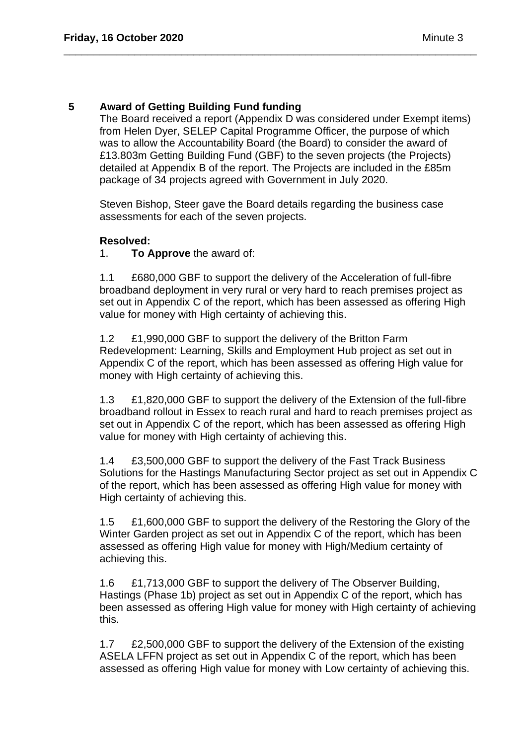## 5 Award of Getting Building Fund funding

The Board received a report (Appendix D was considered under Exempt items) from Helen Dyer, SELEP Capital Programme Officer, the purpose of which was to allow the Accountability Board (the Board) to consider the award of £13.803m Getting Building Fund (GBF) to the seven projects (the Projects) detailed at Appendix B of the report. The Projects are included in the £85m package of 34 projects agreed with Government in July 2020.

Steven Bishop, Steer gave the Board details regarding the business case assessments for each of the seven projects.

**Resolved:**

1. **To Approve** the award of:

1.1 £680,000 GBF to support the delivery of the Acceleration of full-fibre broadband deployment in very rural or very hard to reach premises project as set out in Appendix C of the report, which has been assessed as offering High value for money with High certainty of achieving this.

1.2 £1,990,000 GBF to support the delivery of the Britton Farm Redevelopment: Learning, Skills and Employment Hub project as set out in Appendix C of the report, which has been assessed as offering High value for money with High certainty of achieving this.

1.3 £1,820,000 GBF to support the delivery of the Extension of the full-fibre broadband rollout in Essex to reach rural and hard to reach premises project as set out in Appendix C of the report, which has been assessed as offering High value for money with High certainty of achieving this.

1.4 £3,500,000 GBF to support the delivery of the Fast Track Business Solutions for the Hastings Manufacturing Sector project as set out in Appendix C of the report, which has been assessed as offering High value for money with High certainty of achieving this.

1.5 £1,600,000 GBF to support the delivery of the Restoring the Glory of the Winter Garden project as set out in Appendix C of the report, which has been assessed as offering High value for money with High/Medium certainty of achieving this.

1.6 £1,713,000 GBF to support the delivery of The Observer Building, Hastings (Phase 1b) project as set out in Appendix C of the report, which has been assessed as offering High value for money with High certainty of achieving this.

1.7 £2,500,000 GBF to support the delivery of the Extension of the existing ASELA LFFN project as set out in Appendix C of the report, which has been assessed as offering High value for money with Low certainty of achieving this.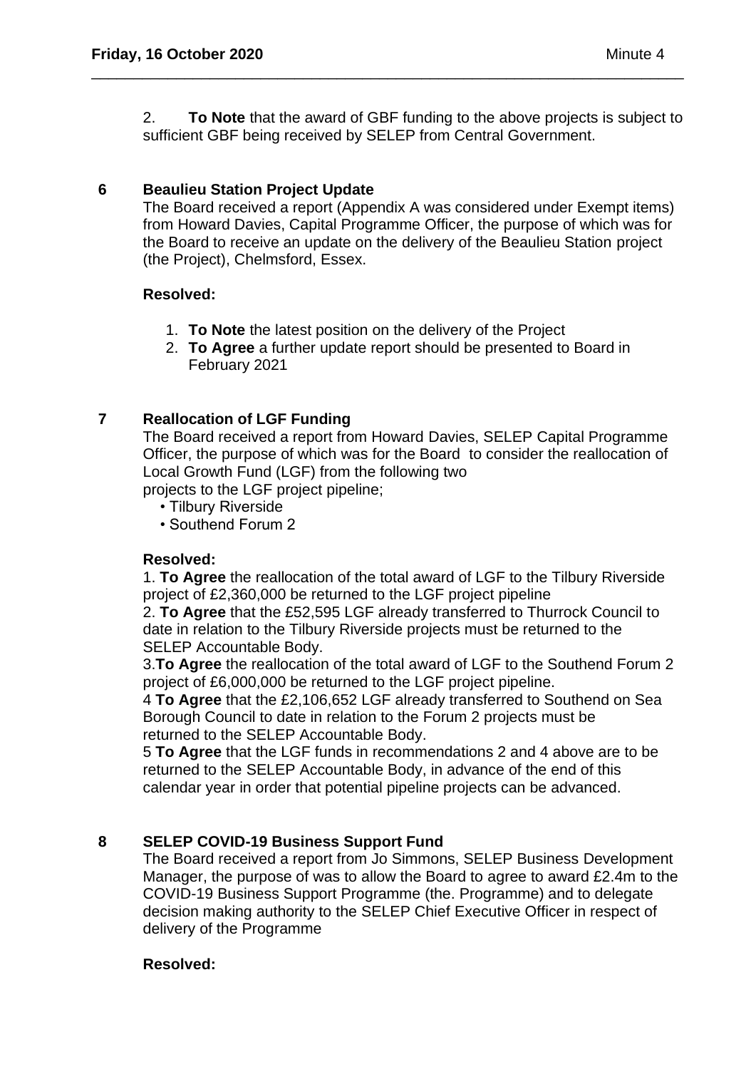2. **To Note** that the award of GBF funding to the above projects is subject to sufficient GBF being received by SELEP from Central Government.

## 6 Beaulieu Station Project Update

The Board received a report (Appendix A was considered under Exempt items) from Howard Davies, Capital Programme Officer, the purpose of which was for the Board to receive an update on the delivery of the Beaulieu Station project (the Project), Chelmsford, Essex.

**Resolved:**

1. **To Note** the latest position on the delivery of the Project
2. **To Agree** a further update report should be presented to Board in February 2021

## 7 Reallocation of LGF Funding

The Board received a report from Howard Davies, SELEP Capital Programme Officer, the purpose of which was for the Board to consider the reallocation of Local Growth Fund (LGF) from the following two projects to the LGF project pipeline;

- Tilbury Riverside
- Southend Forum 2

**Resolved:**

1. **To Agree** the reallocation of the total award of LGF to the Tilbury Riverside project of £2,360,000 be returned to the LGF project pipeline
2. **To Agree** that the £52,595 LGF already transferred to Thurrock Council to date in relation to the Tilbury Riverside projects must be returned to the SELEP Accountable Body.
3.**To Agree** the reallocation of the total award of LGF to the Southend Forum 2 project of £6,000,000 be returned to the LGF project pipeline.
4 **To Agree** that the £2,106,652 LGF already transferred to Southend on Sea Borough Council to date in relation to the Forum 2 projects must be returned to the SELEP Accountable Body.
5 **To Agree** that the LGF funds in recommendations 2 and 4 above are to be returned to the SELEP Accountable Body, in advance of the end of this calendar year in order that potential pipeline projects can be advanced.

## 8 SELEP COVID-19 Business Support Fund

The Board received a report from Jo Simmons, SELEP Business Development Manager, the purpose of was to allow the Board to agree to award £2.4m to the COVID-19 Business Support Programme (the. Programme) and to delegate decision making authority to the SELEP Chief Executive Officer in respect of delivery of the Programme

**Resolved:**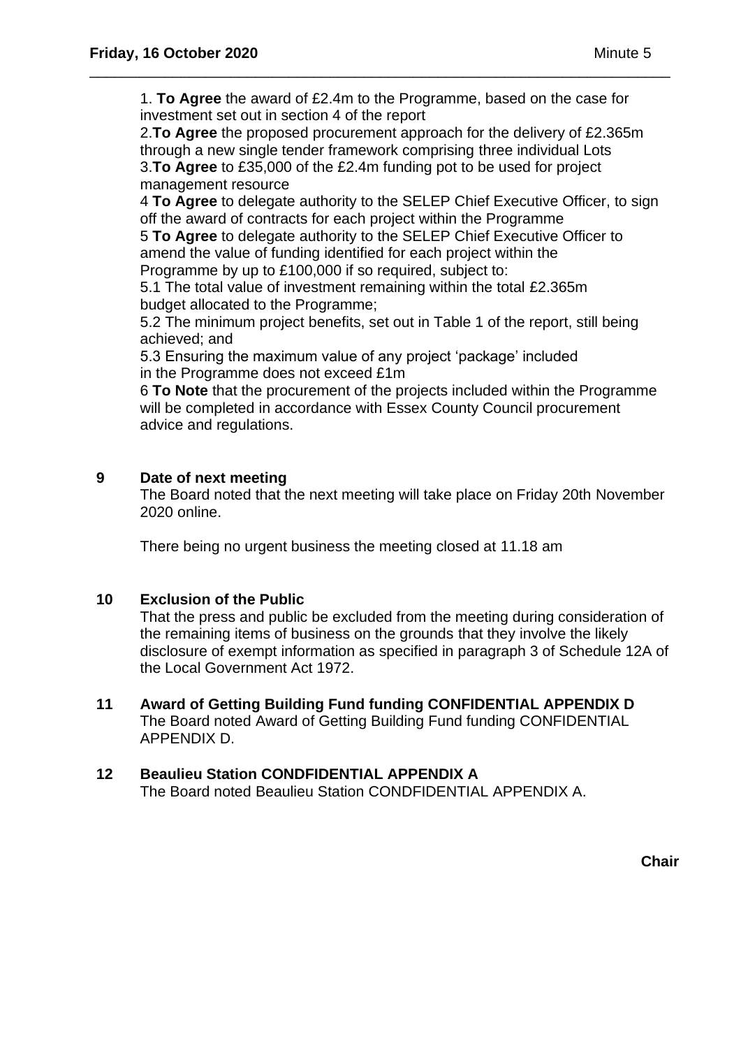1. **To Agree** the award of £2.4m to the Programme, based on the case for investment set out in section 4 of the report
2.**To Agree** the proposed procurement approach for the delivery of £2.365m through a new single tender framework comprising three individual Lots
3.**To Agree** to £35,000 of the £2.4m funding pot to be used for project management resource
4 **To Agree** to delegate authority to the SELEP Chief Executive Officer, to sign off the award of contracts for each project within the Programme
5 **To Agree** to delegate authority to the SELEP Chief Executive Officer to amend the value of funding identified for each project within the Programme by up to £100,000 if so required, subject to:
5.1 The total value of investment remaining within the total £2.365m budget allocated to the Programme;
5.2 The minimum project benefits, set out in Table 1 of the report, still being achieved; and
5.3 Ensuring the maximum value of any project 'package' included in the Programme does not exceed £1m
6 **To Note** that the procurement of the projects included within the Programme will be completed in accordance with Essex County Council procurement advice and regulations.

**9 Date of next meeting**

The Board noted that the next meeting will take place on Friday 20th November 2020 online.

There being no urgent business the meeting closed at 11.18 am

**10 Exclusion of the Public**

That the press and public be excluded from the meeting during consideration of the remaining items of business on the grounds that they involve the likely disclosure of exempt information as specified in paragraph 3 of Schedule 12A of the Local Government Act 1972.

**11 Award of Getting Building Fund funding CONFIDENTIAL APPENDIX D**

The Board noted Award of Getting Building Fund funding CONFIDENTIAL APPENDIX D.

**12 Beaulieu Station CONDFIDENTIAL APPENDIX A**

The Board noted Beaulieu Station CONDFIDENTIAL APPENDIX A.

**Chair**